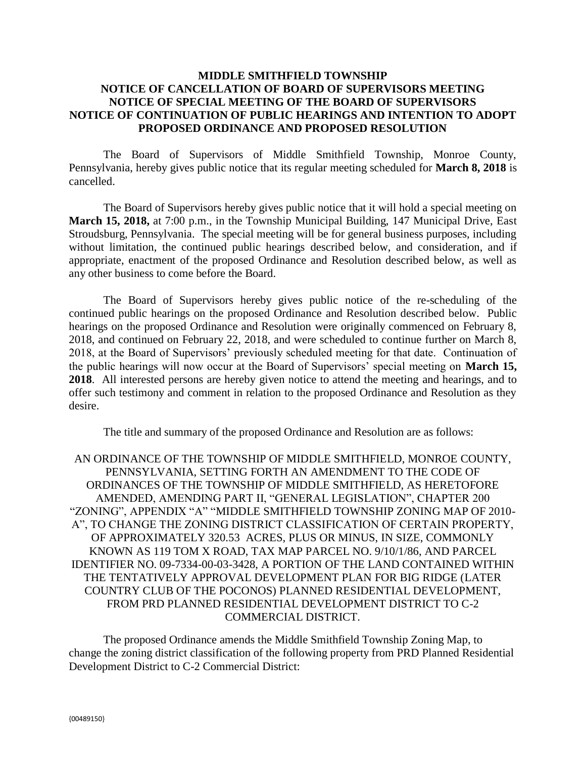# MIDDLE SMITHFIELD TOWNSHIP
# NOTICE OF CANCELLATION OF BOARD OF SUPERVISORS MEETING
# NOTICE OF SPECIAL MEETING OF THE BOARD OF SUPERVISORS
# NOTICE OF CONTINUATION OF PUBLIC HEARINGS AND INTENTION TO ADOPT PROPOSED ORDINANCE AND PROPOSED RESOLUTION

The Board of Supervisors of Middle Smithfield Township, Monroe County, Pennsylvania, hereby gives public notice that its regular meeting scheduled for **March 8, 2018** is cancelled.

The Board of Supervisors hereby gives public notice that it will hold a special meeting on **March 15, 2018,** at 7:00 p.m., in the Township Municipal Building, 147 Municipal Drive, East Stroudsburg, Pennsylvania. The special meeting will be for general business purposes, including without limitation, the continued public hearings described below, and consideration, and if appropriate, enactment of the proposed Ordinance and Resolution described below, as well as any other business to come before the Board.

The Board of Supervisors hereby gives public notice of the re-scheduling of the continued public hearings on the proposed Ordinance and Resolution described below. Public hearings on the proposed Ordinance and Resolution were originally commenced on February 8, 2018, and continued on February 22, 2018, and were scheduled to continue further on March 8, 2018, at the Board of Supervisors' previously scheduled meeting for that date. Continuation of the public hearings will now occur at the Board of Supervisors' special meeting on **March 15, 2018**. All interested persons are hereby given notice to attend the meeting and hearings, and to offer such testimony and comment in relation to the proposed Ordinance and Resolution as they desire.

The title and summary of the proposed Ordinance and Resolution are as follows:

AN ORDINANCE OF THE TOWNSHIP OF MIDDLE SMITHFIELD, MONROE COUNTY, PENNSYLVANIA, SETTING FORTH AN AMENDMENT TO THE CODE OF ORDINANCES OF THE TOWNSHIP OF MIDDLE SMITHFIELD, AS HERETOFORE AMENDED, AMENDING PART II, "GENERAL LEGISLATION", CHAPTER 200 "ZONING", APPENDIX "A" "MIDDLE SMITHFIELD TOWNSHIP ZONING MAP OF 2010-A", TO CHANGE THE ZONING DISTRICT CLASSIFICATION OF CERTAIN PROPERTY, OF APPROXIMATELY 320.53 ACRES, PLUS OR MINUS, IN SIZE, COMMONLY KNOWN AS 119 TOM X ROAD, TAX MAP PARCEL NO. 9/10/1/86, AND PARCEL IDENTIFIER NO. 09-7334-00-03-3428, A PORTION OF THE LAND CONTAINED WITHIN THE TENTATIVELY APPROVAL DEVELOPMENT PLAN FOR BIG RIDGE (LATER COUNTRY CLUB OF THE POCONOS) PLANNED RESIDENTIAL DEVELOPMENT, FROM PRD PLANNED RESIDENTIAL DEVELOPMENT DISTRICT TO C-2 COMMERCIAL DISTRICT.

The proposed Ordinance amends the Middle Smithfield Township Zoning Map, to change the zoning district classification of the following property from PRD Planned Residential Development District to C-2 Commercial District:

{00489150}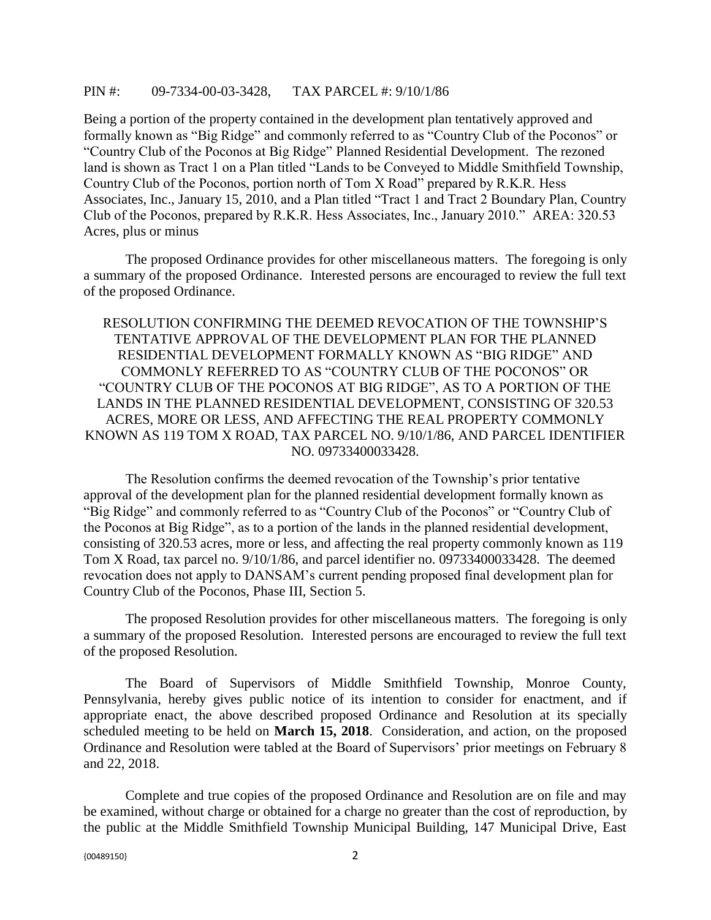PIN #: 09-7334-00-03-3428, TAX PARCEL #: 9/10/1/86

Being a portion of the property contained in the development plan tentatively approved and formally known as "Big Ridge" and commonly referred to as "Country Club of the Poconos" or "Country Club of the Poconos at Big Ridge" Planned Residential Development. The rezoned land is shown as Tract 1 on a Plan titled "Lands to be Conveyed to Middle Smithfield Township, Country Club of the Poconos, portion north of Tom X Road" prepared by R.K.R. Hess Associates, Inc., January 15, 2010, and a Plan titled "Tract 1 and Tract 2 Boundary Plan, Country Club of the Poconos, prepared by R.K.R. Hess Associates, Inc., January 2010." AREA: 320.53 Acres, plus or minus

The proposed Ordinance provides for other miscellaneous matters. The foregoing is only a summary of the proposed Ordinance. Interested persons are encouraged to review the full text of the proposed Ordinance.

RESOLUTION CONFIRMING THE DEEMED REVOCATION OF THE TOWNSHIP'S TENTATIVE APPROVAL OF THE DEVELOPMENT PLAN FOR THE PLANNED RESIDENTIAL DEVELOPMENT FORMALLY KNOWN AS "BIG RIDGE" AND COMMONLY REFERRED TO AS "COUNTRY CLUB OF THE POCONOS" OR "COUNTRY CLUB OF THE POCONOS AT BIG RIDGE", AS TO A PORTION OF THE LANDS IN THE PLANNED RESIDENTIAL DEVELOPMENT, CONSISTING OF 320.53 ACRES, MORE OR LESS, AND AFFECTING THE REAL PROPERTY COMMONLY KNOWN AS 119 TOM X ROAD, TAX PARCEL NO. 9/10/1/86, AND PARCEL IDENTIFIER NO. 09733400033428.

The Resolution confirms the deemed revocation of the Township's prior tentative approval of the development plan for the planned residential development formally known as "Big Ridge" and commonly referred to as "Country Club of the Poconos" or "Country Club of the Poconos at Big Ridge", as to a portion of the lands in the planned residential development, consisting of 320.53 acres, more or less, and affecting the real property commonly known as 119 Tom X Road, tax parcel no. 9/10/1/86, and parcel identifier no. 09733400033428. The deemed revocation does not apply to DANSAM's current pending proposed final development plan for Country Club of the Poconos, Phase III, Section 5.

The proposed Resolution provides for other miscellaneous matters. The foregoing is only a summary of the proposed Resolution. Interested persons are encouraged to review the full text of the proposed Resolution.

The Board of Supervisors of Middle Smithfield Township, Monroe County, Pennsylvania, hereby gives public notice of its intention to consider for enactment, and if appropriate enact, the above described proposed Ordinance and Resolution at its specially scheduled meeting to be held on **March 15, 2018**. Consideration, and action, on the proposed Ordinance and Resolution were tabled at the Board of Supervisors' prior meetings on February 8 and 22, 2018.

Complete and true copies of the proposed Ordinance and Resolution are on file and may be examined, without charge or obtained for a charge no greater than the cost of reproduction, by the public at the Middle Smithfield Township Municipal Building, 147 Municipal Drive, East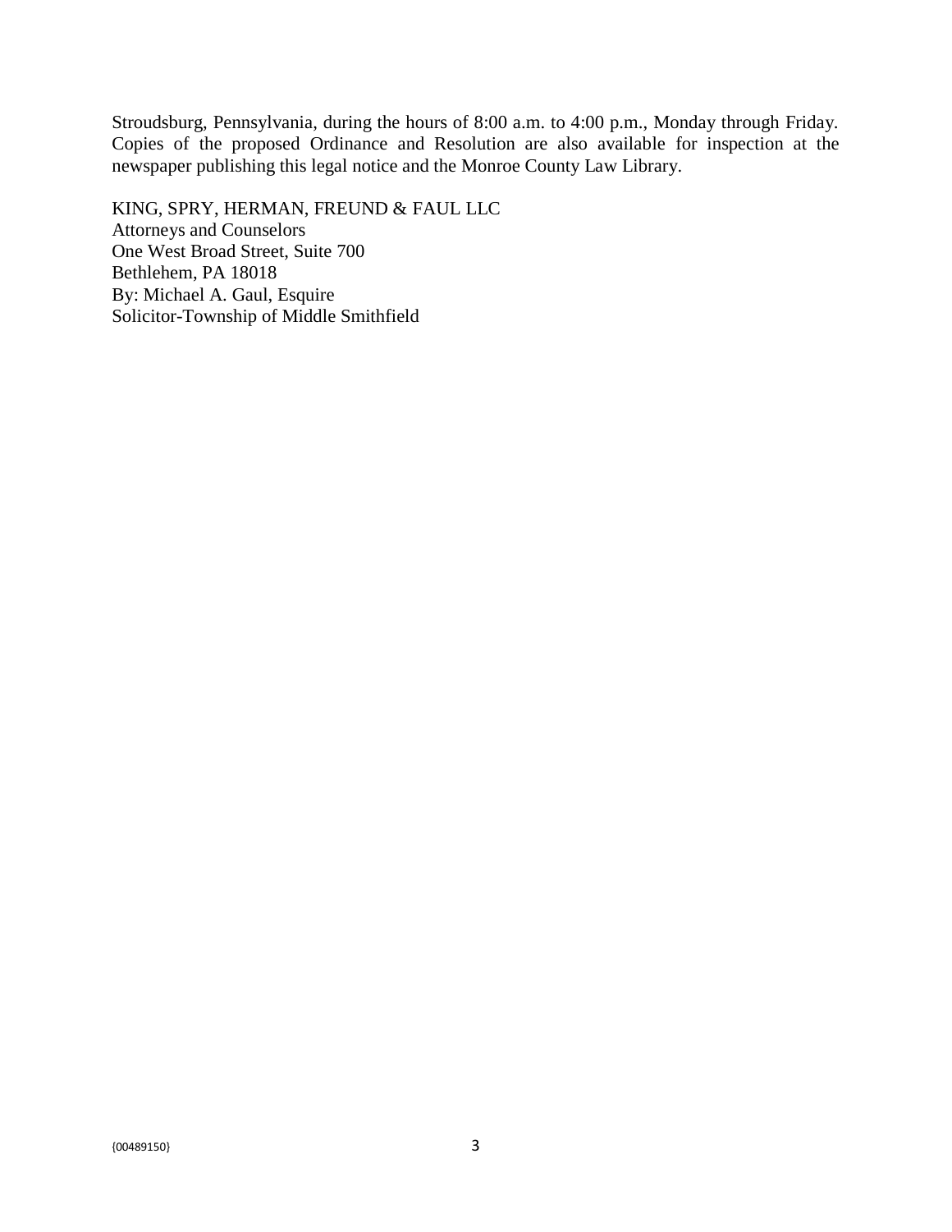Stroudsburg, Pennsylvania, during the hours of 8:00 a.m. to 4:00 p.m., Monday through Friday. Copies of the proposed Ordinance and Resolution are also available for inspection at the newspaper publishing this legal notice and the Monroe County Law Library.

KING, SPRY, HERMAN, FREUND & FAUL LLC
Attorneys and Counselors
One West Broad Street, Suite 700
Bethlehem, PA 18018
By: Michael A. Gaul, Esquire
Solicitor-Township of Middle Smithfield

{00489150}